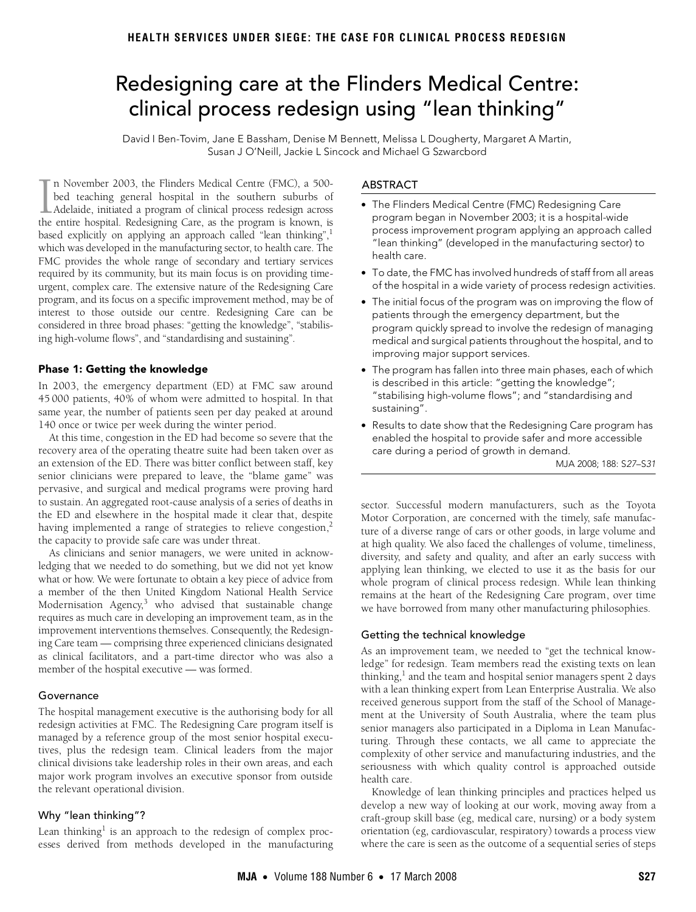# Redesigning care at the Flinders Medical Centre: clinical process redesign using "lean thinking"

David I Ben-Tovim, Jane E Bassham, Denise M Bennett, Melissa L Dougherty, Margaret A Martin, Susan J O'Neill, Jackie L Sincock and Michael G Szwarcbord

## ABSTRACT

- The Flinders Medical Centre (FMC) Redesigning Care program began in November 2003; it is a hospital-wide process improvement program applying an approach called "lean thinking" (developed in the manufacturing sector) to health care.
- To date, the FMC has involved hundreds of staff from all areas of the hospital in a wide variety of process redesign activities.
- The initial focus of the program was on improving the flow of patients through the emergency department, but the program quickly spread to involve the redesign of managing medical and surgical patients throughout the hospital, and to improving major support services.
- The program has fallen into three main phases, each of which is described in this article: "getting the knowledge"; "stabilising high-volume flows"; and "standardising and sustaining".
- Results to date show that the Redesigning Care program has enabled the hospital to provide safer and more accessible care during a period of growth in demand.

MJA 2008; 188: S27–S31

In November 2003, the Flinders Medical Centre (FMC), a 500-bed teaching general hospital in the southern suburbs of Adelaide, initiated a program of clinical process redesign across the entire hospital. Redesigning Care, as the program is known, is based explicitly on applying an approach called "lean thinking",[1] which was developed in the manufacturing sector, to health care. The FMC provides the whole range of secondary and tertiary services required by its community, but its main focus is on providing time-urgent, complex care. The extensive nature of the Redesigning Care program, and its focus on a specific improvement method, may be of interest to those outside our centre. Redesigning Care can be considered in three broad phases: "getting the knowledge", "stabilising high-volume flows", and "standardising and sustaining".

## Phase 1: Getting the knowledge

In 2003, the emergency department (ED) at FMC saw around 45 000 patients, 40% of whom were admitted to hospital. In that same year, the number of patients seen per day peaked at around 140 once or twice per week during the winter period.

At this time, congestion in the ED had become so severe that the recovery area of the operating theatre suite had been taken over as an extension of the ED. There was bitter conflict between staff, key senior clinicians were prepared to leave, the "blame game" was pervasive, and surgical and medical programs were proving hard to sustain. An aggregated root-cause analysis of a series of deaths in the ED and elsewhere in the hospital made it clear that, despite having implemented a range of strategies to relieve congestion,[2] the capacity to provide safe care was under threat.

As clinicians and senior managers, we were united in acknowledging that we needed to do something, but we did not yet know what or how. We were fortunate to obtain a key piece of advice from a member of the then United Kingdom National Health Service Modernisation Agency,[3] who advised that sustainable change requires as much care in developing an improvement team, as in the improvement interventions themselves. Consequently, the Redesigning Care team — comprising three experienced clinicians designated as clinical facilitators, and a part-time director who was also a member of the hospital executive — was formed.

### Governance

The hospital management executive is the authorising body for all redesign activities at FMC. The Redesigning Care program itself is managed by a reference group of the most senior hospital executives, plus the redesign team. Clinical leaders from the major clinical divisions take leadership roles in their own areas, and each major work program involves an executive sponsor from outside the relevant operational division.

### Why "lean thinking"?

Lean thinking[1] is an approach to the redesign of complex processes derived from methods developed in the manufacturing sector. Successful modern manufacturers, such as the Toyota Motor Corporation, are concerned with the timely, safe manufacture of a diverse range of cars or other goods, in large volume and at high quality. We also faced the challenges of volume, timeliness, diversity, and safety and quality, and after an early success with applying lean thinking, we elected to use it as the basis for our whole program of clinical process redesign. While lean thinking remains at the heart of the Redesigning Care program, over time we have borrowed from many other manufacturing philosophies.

### Getting the technical knowledge

As an improvement team, we needed to "get the technical knowledge" for redesign. Team members read the existing texts on lean thinking,[1] and the team and hospital senior managers spent 2 days with a lean thinking expert from Lean Enterprise Australia. We also received generous support from the staff of the School of Management at the University of South Australia, where the team plus senior managers also participated in a Diploma in Lean Manufacturing. Through these contacts, we all came to appreciate the complexity of other service and manufacturing industries, and the seriousness with which quality control is approached outside health care.

Knowledge of lean thinking principles and practices helped us develop a new way of looking at our work, moving away from a craft-group skill base (eg, medical care, nursing) or a body system orientation (eg, cardiovascular, respiratory) towards a process view where the care is seen as the outcome of a sequential series of steps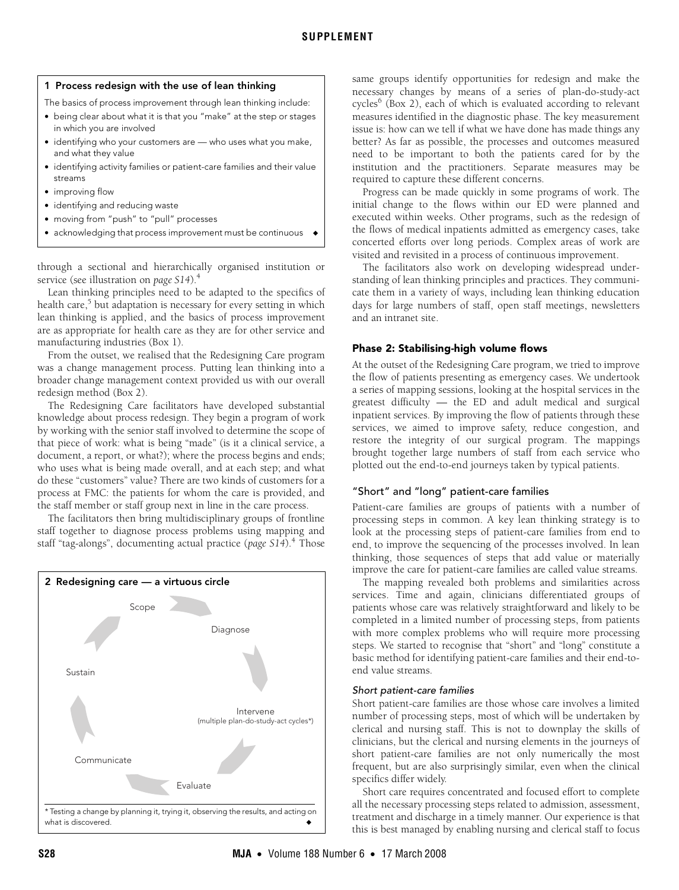### 1 Process redesign with the use of lean thinking

The basics of process improvement through lean thinking include:

- being clear about what it is that you "make" at the step or stages in which you are involved
- identifying who your customers are — who uses what you make, and what they value
- identifying activity families or patient-care families and their value streams
- improving flow
- identifying and reducing waste
- moving from "push" to "pull" processes
- acknowledging that process improvement must be continuous ◆

through a sectional and hierarchically organised institution or service (see illustration on *page S14*).[4]

Lean thinking principles need to be adapted to the specifics of health care,[5] but adaptation is necessary for every setting in which lean thinking is applied, and the basics of process improvement are as appropriate for health care as they are for other service and manufacturing industries (Box 1).

From the outset, we realised that the Redesigning Care program was a change management process. Putting lean thinking into a broader change management context provided us with our overall redesign method (Box 2).

The Redesigning Care facilitators have developed substantial knowledge about process redesign. They begin a program of work by working with the senior staff involved to determine the scope of that piece of work: what is being "made" (is it a clinical service, a document, a report, or what?); where the process begins and ends; who uses what is being made overall, and at each step; and what do these "customers" value? There are two kinds of customers for a process at FMC: the patients for whom the care is provided, and the staff member or staff group next in line in the care process.

The facilitators then bring multidisciplinary groups of frontline staff together to diagnose process problems using mapping and staff "tag-alongs", documenting actual practice (*page S14*).[4] Those same groups identify opportunities for redesign and make the necessary changes by means of a series of plan-do-study-act cycles[6] (Box 2), each of which is evaluated according to relevant measures identified in the diagnostic phase. The key measurement issue is: how can we tell if what we have done has made things any better? As far as possible, the processes and outcomes measured need to be important to both the patients cared for by the institution and the practitioners. Separate measures may be required to capture these different concerns.

Progress can be made quickly in some programs of work. The initial change to the flows within our ED were planned and executed within weeks. Other programs, such as the redesign of the flows of medical inpatients admitted as emergency cases, take concerted efforts over long periods. Complex areas of work are visited and revisited in a process of continuous improvement.

The facilitators also work on developing widespread understanding of lean thinking principles and practices. They communicate them in a variety of ways, including lean thinking education days for large numbers of staff, open staff meetings, newsletters and an intranet site.

### 2 Redesigning care — a virtuous circle

Scope

Diagnose

Intervene (multiple plan-do-study-act cycles*)

Evaluate

Communicate

Sustain

\* Testing a change by planning it, trying it, observing the results, and acting on what is discovered. ◆

## Phase 2: Stabilising-high volume flows

At the outset of the Redesigning Care program, we tried to improve the flow of patients presenting as emergency cases. We undertook a series of mapping sessions, looking at the hospital services in the greatest difficulty — the ED and adult medical and surgical inpatient services. By improving the flow of patients through these services, we aimed to improve safety, reduce congestion, and restore the integrity of our surgical program. The mappings brought together large numbers of staff from each service who plotted out the end-to-end journeys taken by typical patients.

### "Short" and "long" patient-care families

Patient-care families are groups of patients with a number of processing steps in common. A key lean thinking strategy is to look at the processing steps of patient-care families from end to end, to improve the sequencing of the processes involved. In lean thinking, those sequences of steps that add value or materially improve the care for patient-care families are called value streams.

The mapping revealed both problems and similarities across services. Time and again, clinicians differentiated groups of patients whose care was relatively straightforward and likely to be completed in a limited number of processing steps, from patients with more complex problems who will require more processing steps. We started to recognise that "short" and "long" constitute a basic method for identifying patient-care families and their end-to-end value streams.

#### *Short patient-care families*

Short patient-care families are those whose care involves a limited number of processing steps, most of which will be undertaken by clerical and nursing staff. This is not to downplay the skills of clinicians, but the clerical and nursing elements in the journeys of short patient-care families are not only numerically the most frequent, but are also surprisingly similar, even when the clinical specifics differ widely.

Short care requires concentrated and focused effort to complete all the necessary processing steps related to admission, assessment, treatment and discharge in a timely manner. Our experience is that this is best managed by enabling nursing and clerical staff to focus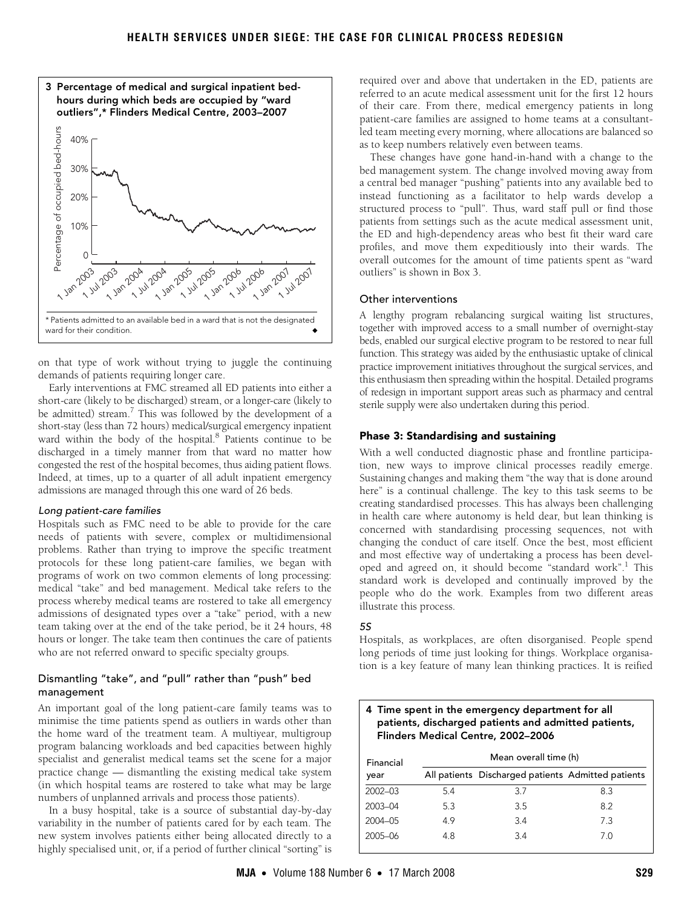**3 Percentage of medical and surgical inpatient bed-hours during which beds are occupied by "ward outliers",* Flinders Medical Centre, 2003–2007**

\* Patients admitted to an available bed in a ward that is not the designated ward for their condition.

on that type of work without trying to juggle the continuing demands of patients requiring longer care.

Early interventions at FMC streamed all ED patients into either a short-care (likely to be discharged) stream, or a longer-care (likely to be admitted) stream.[7] This was followed by the development of a short-stay (less than 72 hours) medical/surgical emergency inpatient ward within the body of the hospital.[8] Patients continue to be discharged in a timely manner from that ward no matter how congested the rest of the hospital becomes, thus aiding patient flows. Indeed, at times, up to a quarter of all adult inpatient emergency admissions are managed through this one ward of 26 beds.

*Long patient-care families*

Hospitals such as FMC need to be able to provide for the care needs of patients with severe, complex or multidimensional problems. Rather than trying to improve the specific treatment protocols for these long patient-care families, we began with programs of work on two common elements of long processing: medical "take" and bed management. Medical take refers to the process whereby medical teams are rostered to take all emergency admissions of designated types over a "take" period, with a new team taking over at the end of the take period, be it 24 hours, 48 hours or longer. The take team then continues the care of patients who are not referred onward to specific specialty groups.

### Dismantling "take", and "pull" rather than "push" bed management

An important goal of the long patient-care family teams was to minimise the time patients spend as outliers in wards other than the home ward of the treatment team. A multiyear, multigroup program balancing workloads and bed capacities between highly specialist and generalist medical teams set the scene for a major practice change — dismantling the existing medical take system (in which hospital teams are rostered to take what may be large numbers of unplanned arrivals and process those patients).

In a busy hospital, take is a source of substantial day-by-day variability in the number of patients cared for by each team. The new system involves patients either being allocated directly to a highly specialised unit, or, if a period of further clinical "sorting" is required over and above that undertaken in the ED, patients are referred to an acute medical assessment unit for the first 12 hours of their care. From there, medical emergency patients in long patient-care families are assigned to home teams at a consultant-led team meeting every morning, where allocations are balanced so as to keep numbers relatively even between teams.

These changes have gone hand-in-hand with a change to the bed management system. The change involved moving away from a central bed manager "pushing" patients into any available bed to instead functioning as a facilitator to help wards develop a structured process to "pull". Thus, ward staff pull or find those patients from settings such as the acute medical assessment unit, the ED and high-dependency areas who best fit their ward care profiles, and move them expeditiously into their wards. The overall outcomes for the amount of time patients spent as "ward outliers" is shown in Box 3.

### Other interventions

A lengthy program rebalancing surgical waiting list structures, together with improved access to a small number of overnight-stay beds, enabled our surgical elective program to be restored to near full function. This strategy was aided by the enthusiastic uptake of clinical practice improvement initiatives throughout the surgical services, and this enthusiasm then spreading within the hospital. Detailed programs of redesign in important support areas such as pharmacy and central sterile supply were also undertaken during this period.

## Phase 3: Standardising and sustaining

With a well conducted diagnostic phase and frontline participation, new ways to improve clinical processes readily emerge. Sustaining changes and making them "the way that is done around here" is a continual challenge. The key to this task seems to be creating standardised processes. This has always been challenging in health care where autonomy is held dear, but lean thinking is concerned with standardising processing sequences, not with changing the conduct of care itself. Once the best, most efficient and most effective way of undertaking a process has been developed and agreed on, it should become "standard work".[1] This standard work is developed and continually improved by the people who do the work. Examples from two different areas illustrate this process.

*5S*

Hospitals, as workplaces, are often disorganised. People spend long periods of time just looking for things. Workplace organisation is a key feature of many lean thinking practices. It is reified

**4 Time spent in the emergency department for all patients, discharged patients and admitted patients, Flinders Medical Centre, 2002–2006**

| Financial year | Mean overall time (h) | | |
|---|---|---|---|
| | All patients | Discharged patients | Admitted patients |
| 2002–03 | 5.4 | 3.7 | 8.3 |
| 2003–04 | 5.3 | 3.5 | 8.2 |
| 2004–05 | 4.9 | 3.4 | 7.3 |
| 2005–06 | 4.8 | 3.4 | 7.0 |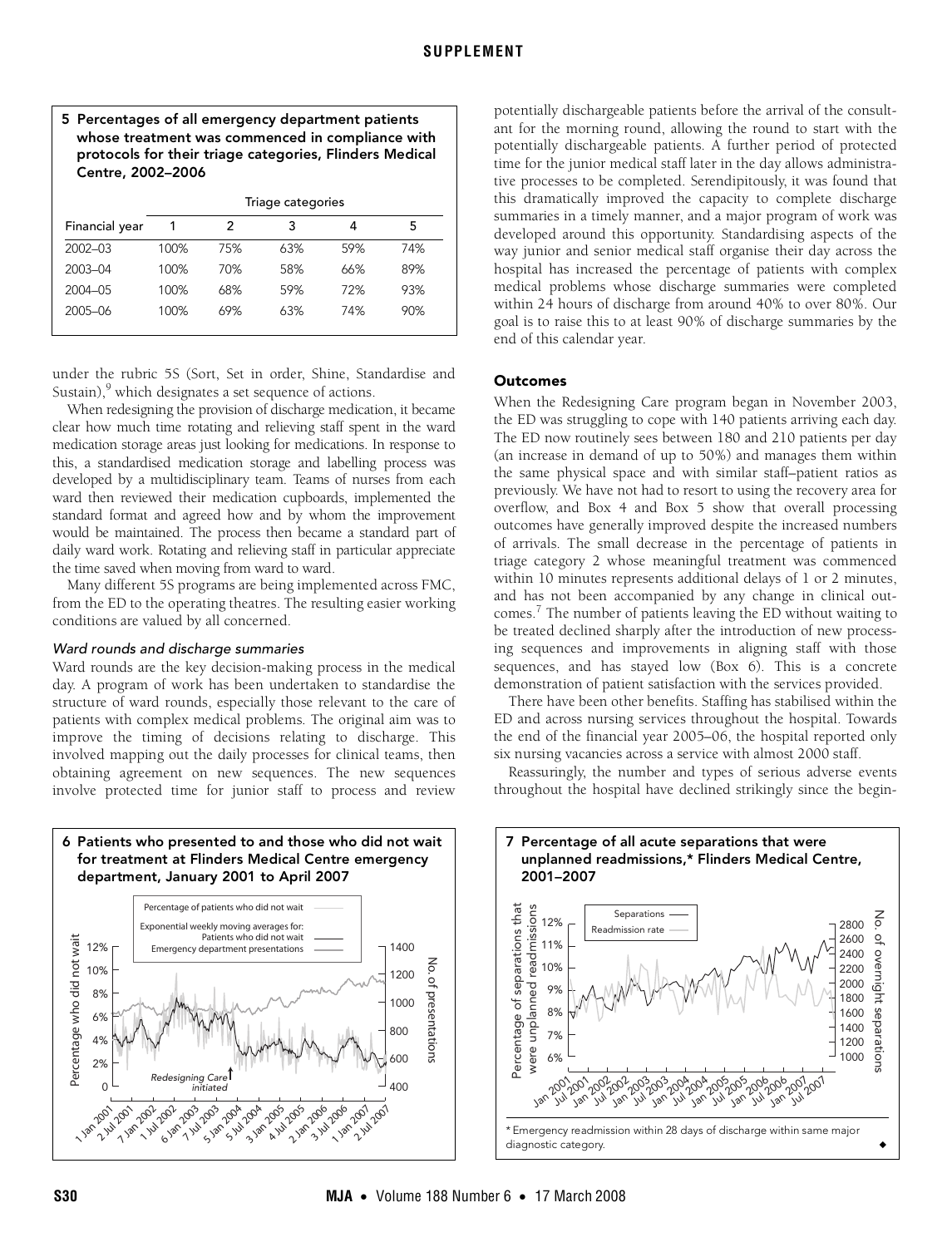**5 Percentages of all emergency department patients whose treatment was commenced in compliance with protocols for their triage categories, Flinders Medical Centre, 2002–2006**

| | Triage categories | | | | |
|---|---|---|---|---|---|
| Financial year | 1 | 2 | 3 | 4 | 5 |
| 2002–03 | 100% | 75% | 63% | 59% | 74% |
| 2003–04 | 100% | 70% | 58% | 66% | 89% |
| 2004–05 | 100% | 68% | 59% | 72% | 93% |
| 2005–06 | 100% | 69% | 63% | 74% | 90% |

under the rubric 5S (Sort, Set in order, Shine, Standardise and Sustain),[9] which designates a set sequence of actions.

When redesigning the provision of discharge medication, it became clear how much time rotating and relieving staff spent in the ward medication storage areas just looking for medications. In response to this, a standardised medication storage and labelling process was developed by a multidisciplinary team. Teams of nurses from each ward then reviewed their medication cupboards, implemented the standard format and agreed how and by whom the improvement would be maintained. The process then became a standard part of daily ward work. Rotating and relieving staff in particular appreciate the time saved when moving from ward to ward.

Many different 5S programs are being implemented across FMC, from the ED to the operating theatres. The resulting easier working conditions are valued by all concerned.

### *Ward rounds and discharge summaries*

Ward rounds are the key decision-making process in the medical day. A program of work has been undertaken to standardise the structure of ward rounds, especially those relevant to the care of patients with complex medical problems. The original aim was to improve the timing of decisions relating to discharge. This involved mapping out the daily processes for clinical teams, then obtaining agreement on new sequences. The new sequences involve protected time for junior staff to process and review potentially dischargeable patients before the arrival of the consultant for the morning round, allowing the round to start with the potentially dischargeable patients. A further period of protected time for the junior medical staff later in the day allows administrative processes to be completed. Serendipitously, it was found that this dramatically improved the capacity to complete discharge summaries in a timely manner, and a major program of work was developed around this opportunity. Standardising aspects of the way junior and senior medical staff organise their day across the hospital has increased the percentage of patients with complex medical problems whose discharge summaries were completed within 24 hours of discharge from around 40% to over 80%. Our goal is to raise this to at least 90% of discharge summaries by the end of this calendar year.

### Outcomes

When the Redesigning Care program began in November 2003, the ED was struggling to cope with 140 patients arriving each day. The ED now routinely sees between 180 and 210 patients per day (an increase in demand of up to 50%) and manages them within the same physical space and with similar staff–patient ratios as previously. We have not had to resort to using the recovery area for overflow, and Box 4 and Box 5 show that overall processing outcomes have generally improved despite the increased numbers of arrivals. The small decrease in the percentage of patients in triage category 2 whose meaningful treatment was commenced within 10 minutes represents additional delays of 1 or 2 minutes, and has not been accompanied by any change in clinical outcomes.[7] The number of patients leaving the ED without waiting to be treated declined sharply after the introduction of new processing sequences and improvements in aligning staff with those sequences, and has stayed low (Box 6). This is a concrete demonstration of patient satisfaction with the services provided.

There have been other benefits. Staffing has stabilised within the ED and across nursing services throughout the hospital. Towards the end of the financial year 2005–06, the hospital reported only six nursing vacancies across a service with almost 2000 staff.

Reassuringly, the number and types of serious adverse events throughout the hospital have declined strikingly since the begin-

**6 Patients who presented to and those who did not wait for treatment at Flinders Medical Centre emergency department, January 2001 to April 2007**

Percentage of patients who did not wait
Exponential weekly moving averages for:
Patients who did not wait
Emergency department presentations

Percentage who did not wait: 0, 2%, 4%, 6%, 8%, 10%, 12%
No. of presentations: 400, 600, 800, 1000, 1200, 1400
Redesigning Care initiated
1 Jan 2001, 2 Jul 2001, 7 Jan 2002, 1 Jul 2002, 6 Jan 2003, 7 Jul 2003, 5 Jan 2004, 5 Jul 2004, 3 Jan 2005, 4 Jul 2005, 2 Jan 2006, 3 Jul 2006, 1 Jan 2007, 2 Jul 2007

**7 Percentage of all acute separations that were unplanned readmissions,\* Flinders Medical Centre, 2001–2007**

Separations
Readmission rate

Percentage of separations that were unplanned readmissions: 6%, 7%, 8%, 9%, 10%, 11%, 12%
No. of overnight separations: 1000, 1200, 1400, 1600, 1800, 2000, 2200, 2400, 2600, 2800
Jan 2001, Jul 2001, Jan 2002, Jul 2002, Jan 2003, Jul 2003, Jan 2004, Jul 2004, Jan 2005, Jul 2005, Jan 2006, Jul 2006, Jan 2007, Jul 2007

\* Emergency readmission within 28 days of discharge within same major diagnostic category.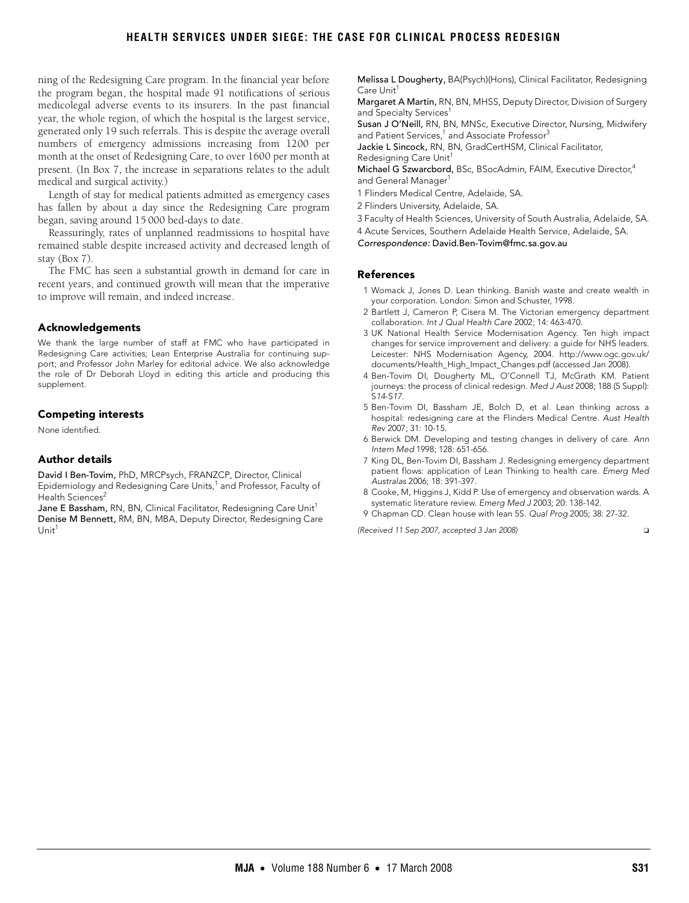ning of the Redesigning Care program. In the financial year before the program began, the hospital made 91 notifications of serious medicolegal adverse events to its insurers. In the past financial year, the whole region, of which the hospital is the largest service, generated only 19 such referrals. This is despite the average overall numbers of emergency admissions increasing from 1200 per month at the onset of Redesigning Care, to over 1600 per month at present. (In Box 7, the increase in separations relates to the adult medical and surgical activity.)

Length of stay for medical patients admitted as emergency cases has fallen by about a day since the Redesigning Care program began, saving around 15 000 bed-days to date.

Reassuringly, rates of unplanned readmissions to hospital have remained stable despite increased activity and decreased length of stay (Box 7).

The FMC has seen a substantial growth in demand for care in recent years, and continued growth will mean that the imperative to improve will remain, and indeed increase.

## Acknowledgements

We thank the large number of staff at FMC who have participated in Redesigning Care activities; Lean Enterprise Australia for continuing support; and Professor John Marley for editorial advice. We also acknowledge the role of Dr Deborah Lloyd in editing this article and producing this supplement.

## Competing interests

None identified.

## Author details

**David I Ben-Tovim,** PhD, MRCPsych, FRANZCP, Director, Clinical Epidemiology and Redesigning Care Units,[1] and Professor, Faculty of Health Sciences[2]

**Jane E Bassham,** RN, BN, Clinical Facilitator, Redesigning Care Unit[1]

**Denise M Bennett,** RM, BN, MBA, Deputy Director, Redesigning Care Unit[1]

**Melissa L Dougherty,** BA(Psych)(Hons), Clinical Facilitator, Redesigning Care Unit[1]

**Margaret A Martin,** RN, BN, MHSS, Deputy Director, Division of Surgery and Specialty Services[1]

**Susan J O'Neill,** RN, BN, MNSc, Executive Director, Nursing, Midwifery and Patient Services,[1] and Associate Professor[3]

**Jackie L Sincock,** RN, BN, GradCertHSM, Clinical Facilitator, Redesigning Care Unit[1]

**Michael G Szwarcbord,** BSc, BSocAdmin, FAIM, Executive Director,[4] and General Manager[1]

1 Flinders Medical Centre, Adelaide, SA.

2 Flinders University, Adelaide, SA.

3 Faculty of Health Sciences, University of South Australia, Adelaide, SA.

4 Acute Services, Southern Adelaide Health Service, Adelaide, SA.

*Correspondence:* David.Ben-Tovim@fmc.sa.gov.au

## References

1 Womack J, Jones D. Lean thinking. Banish waste and create wealth in your corporation. London: Simon and Schuster, 1998.

2 Bartlett J, Cameron P, Cisera M. The Victorian emergency department collaboration. *Int J Qual Health Care* 2002; 14: 463-470.

3 UK National Health Service Modernisation Agency. Ten high impact changes for service improvement and delivery: a guide for NHS leaders. Leicester: NHS Modernisation Agency, 2004. http://www.ogc.gov.uk/documents/Health_High_Impact_Changes.pdf (accessed Jan 2008).

4 Ben-Tovim DI, Dougherty ML, O'Connell TJ, McGrath KM. Patient journeys: the process of clinical redesign. *Med J Aust* 2008; 188 (5 Suppl): S14-S17.

5 Ben-Tovim DI, Bassham JE, Bolch D, et al. Lean thinking across a hospital: redesigning care at the Flinders Medical Centre. *Aust Health Rev* 2007; 31: 10-15.

6 Berwick DM. Developing and testing changes in delivery of care. *Ann Intern Med* 1998; 128: 651-656.

7 King DL, Ben-Tovim DI, Bassham J. Redesigning emergency department patient flows: application of Lean Thinking to health care. *Emerg Med Australas* 2006; 18: 391-397.

8 Cooke, M, Higgins J, Kidd P. Use of emergency and observation wards. A systematic literature review. *Emerg Med J* 2003; 20: 138-142.

9 Chapman CD. Clean house with lean 5S. *Qual Prog* 2005; 38: 27-32.

*(Received 11 Sep 2007, accepted 3 Jan 2008)*